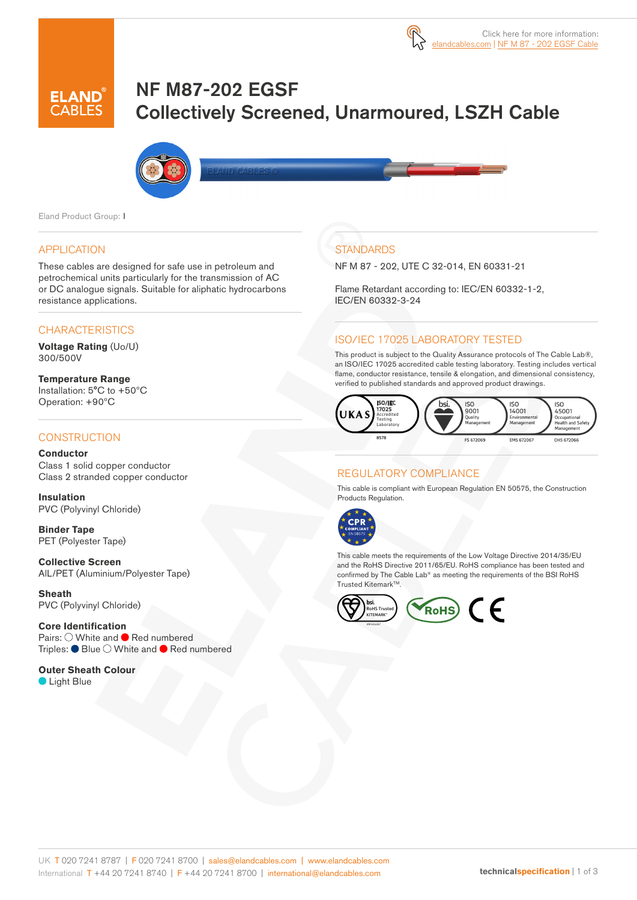Click here for more information: elandcables.com | NF M 87 - 202 EGSF Cable

# NF M87-202 EGSF
# Collectively Screened, Unarmoured, LSZH Cable

Eland Product Group: I

## APPLICATION

These cables are designed for safe use in petroleum and petrochemical units particularly for the transmission of AC or DC analogue signals. Suitable for aliphatic hydrocarbons resistance applications.

## CHARACTERISTICS

**Voltage Rating** (Uo/U)
300/500V

**Temperature Range**
Installation: 5°C to +50°C
Operation: +90°C

## CONSTRUCTION

**Conductor**
Class 1 solid copper conductor
Class 2 stranded copper conductor

**Insulation**
PVC (Polyvinyl Chloride)

**Binder Tape**
PET (Polyester Tape)

**Collective Screen**
AIL/PET (Aluminium/Polyester Tape)

**Sheath**
PVC (Polyvinyl Chloride)

**Core Identification**
Pairs: ○ White and ● Red numbered
Triples: ● Blue ○ White and ● Red numbered

**Outer Sheath Colour**
● Light Blue

## STANDARDS

NF M 87 - 202, UTE C 32-014, EN 60331-21

Flame Retardant according to: IEC/EN 60332-1-2, IEC/EN 60332-3-24

## ISO/IEC 17025 LABORATORY TESTED

This product is subject to the Quality Assurance protocols of The Cable Lab®, an ISO/IEC 17025 accredited cable testing laboratory. Testing includes vertical flame, conductor resistance, tensile & elongation, and dimensional consistency, verified to published standards and approved product drawings.

UKAS ISO/IEC 17025 Accredited Testing Laboratory 8578 | bsi. ISO 9001 Quality Management FS 672069 | ISO 14001 Environmental Management EMS 672067 | ISO 45001 Occupational Health and Safety Management OHS 672066

## REGULATORY COMPLIANCE

This cable is compliant with European Regulation EN 50575, the Construction Products Regulation.

CPR COMPLIANT EN 50575

This cable meets the requirements of the Low Voltage Directive 2014/35/EU and the RoHS Directive 2011/65/EU. RoHS compliance has been tested and confirmed by The Cable Lab® as meeting the requirements of the BSI RoHS Trusted Kitemark™.

bsi. RoHS Trusted KITEMARK™ | RoHS | CE

UK T 020 7241 8787 | F 020 7241 8700 | sales@elandcables.com | www.elandcables.com
International T +44 20 7241 8740 | F +44 20 7241 8700 | international@elandcables.com

technicalspecification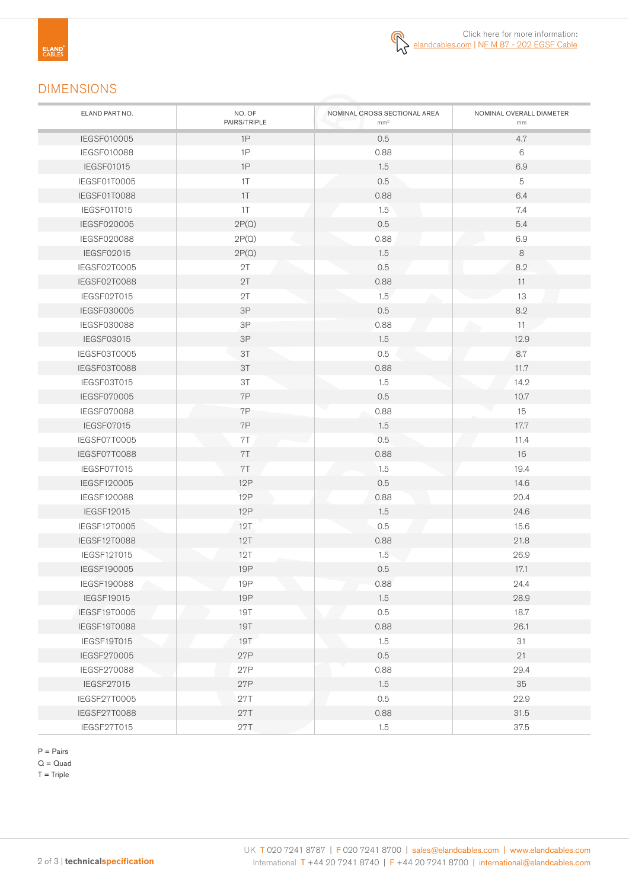Click here for more information: elandcables.com | NF M 87 - 202 EGSF Cable

## DIMENSIONS

| ELAND PART NO. | NO. OF PAIRS/TRIPLE | NOMINAL CROSS SECTIONAL AREA $mm^2$ | NOMINAL OVERALL DIAMETER mm |
|---|---|---|---|
| IEGSF010005 | 1P | 0.5 | 4.7 |
| IEGSF010088 | 1P | 0.88 | 6 |
| IEGSF01015 | 1P | 1.5 | 6.9 |
| IEGSF01T0005 | 1T | 0.5 | 5 |
| IEGSF01T0088 | 1T | 0.88 | 6.4 |
| IEGSF01T015 | 1T | 1.5 | 7.4 |
| IEGSF020005 | 2P(Q) | 0.5 | 5.4 |
| IEGSF020088 | 2P(Q) | 0.88 | 6.9 |
| IEGSF02015 | 2P(Q) | 1.5 | 8 |
| IEGSF02T0005 | 2T | 0.5 | 8.2 |
| IEGSF02T0088 | 2T | 0.88 | 11 |
| IEGSF02T015 | 2T | 1.5 | 13 |
| IEGSF030005 | 3P | 0.5 | 8.2 |
| IEGSF030088 | 3P | 0.88 | 11 |
| IEGSF03015 | 3P | 1.5 | 12.9 |
| IEGSF03T0005 | 3T | 0.5 | 8.7 |
| IEGSF03T0088 | 3T | 0.88 | 11.7 |
| IEGSF03T015 | 3T | 1.5 | 14.2 |
| IEGSF070005 | 7P | 0.5 | 10.7 |
| IEGSF070088 | 7P | 0.88 | 15 |
| IEGSF07015 | 7P | 1.5 | 17.7 |
| IEGSF07T0005 | 7T | 0.5 | 11.4 |
| IEGSF07T0088 | 7T | 0.88 | 16 |
| IEGSF07T015 | 7T | 1.5 | 19.4 |
| IEGSF120005 | 12P | 0.5 | 14.6 |
| IEGSF120088 | 12P | 0.88 | 20.4 |
| IEGSF12015 | 12P | 1.5 | 24.6 |
| IEGSF12T0005 | 12T | 0.5 | 15.6 |
| IEGSF12T0088 | 12T | 0.88 | 21.8 |
| IEGSF12T015 | 12T | 1.5 | 26.9 |
| IEGSF190005 | 19P | 0.5 | 17.1 |
| IEGSF190088 | 19P | 0.88 | 24.4 |
| IEGSF19015 | 19P | 1.5 | 28.9 |
| IEGSF19T0005 | 19T | 0.5 | 18.7 |
| IEGSF19T0088 | 19T | 0.88 | 26.1 |
| IEGSF19T015 | 19T | 1.5 | 31 |
| IEGSF270005 | 27P | 0.5 | 21 |
| IEGSF270088 | 27P | 0.88 | 29.4 |
| IEGSF27015 | 27P | 1.5 | 35 |
| IEGSF27T0005 | 27T | 0.5 | 22.9 |
| IEGSF27T0088 | 27T | 0.88 | 31.5 |
| IEGSF27T015 | 27T | 1.5 | 37.5 |

P = Pairs
Q = Quad
T = Triple

UK T 020 7241 8787 | F 020 7241 8700 | sales@elandcables.com | www.elandcables.com
International T +44 20 7241 8740 | F +44 20 7241 8700 | international@elandcables.com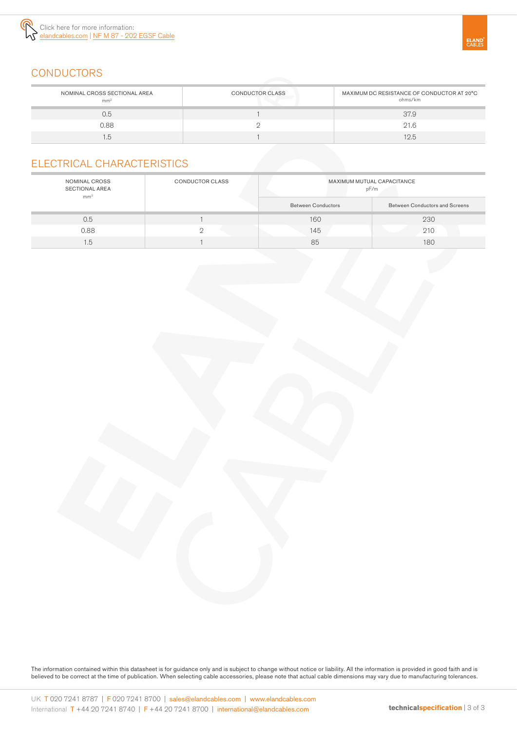Click here for more information:
elandcables.com | NF M 87 - 202 EGSF Cable

## CONDUCTORS

| NOMINAL CROSS SECTIONAL AREA mm² | CONDUCTOR CLASS | MAXIMUM DC RESISTANCE OF CONDUCTOR AT 20°C ohms/km |
|---|---|---|
| 0.5 | 1 | 37.9 |
| 0.88 | 2 | 21.6 |
| 1.5 | 1 | 12.5 |

## ELECTRICAL CHARACTERISTICS

| NOMINAL CROSS SECTIONAL AREA mm² | CONDUCTOR CLASS | MAXIMUM MUTUAL CAPACITANCE pF/m | |
|---|---|---|---|
| | | Between Conductors | Between Conductors and Screens |
| 0.5 | 1 | 160 | 230 |
| 0.88 | 2 | 145 | 210 |
| 1.5 | 1 | 85 | 180 |

The information contained within this datasheet is for guidance only and is subject to change without notice or liability. All the information is provided in good faith and is believed to be correct at the time of publication. When selecting cable accessories, please note that actual cable dimensions may vary due to manufacturing tolerances.

UK T 020 7241 8787 | F 020 7241 8700 | sales@elandcables.com | www.elandcables.com
International T +44 20 7241 8740 | F +44 20 7241 8700 | international@elandcables.com